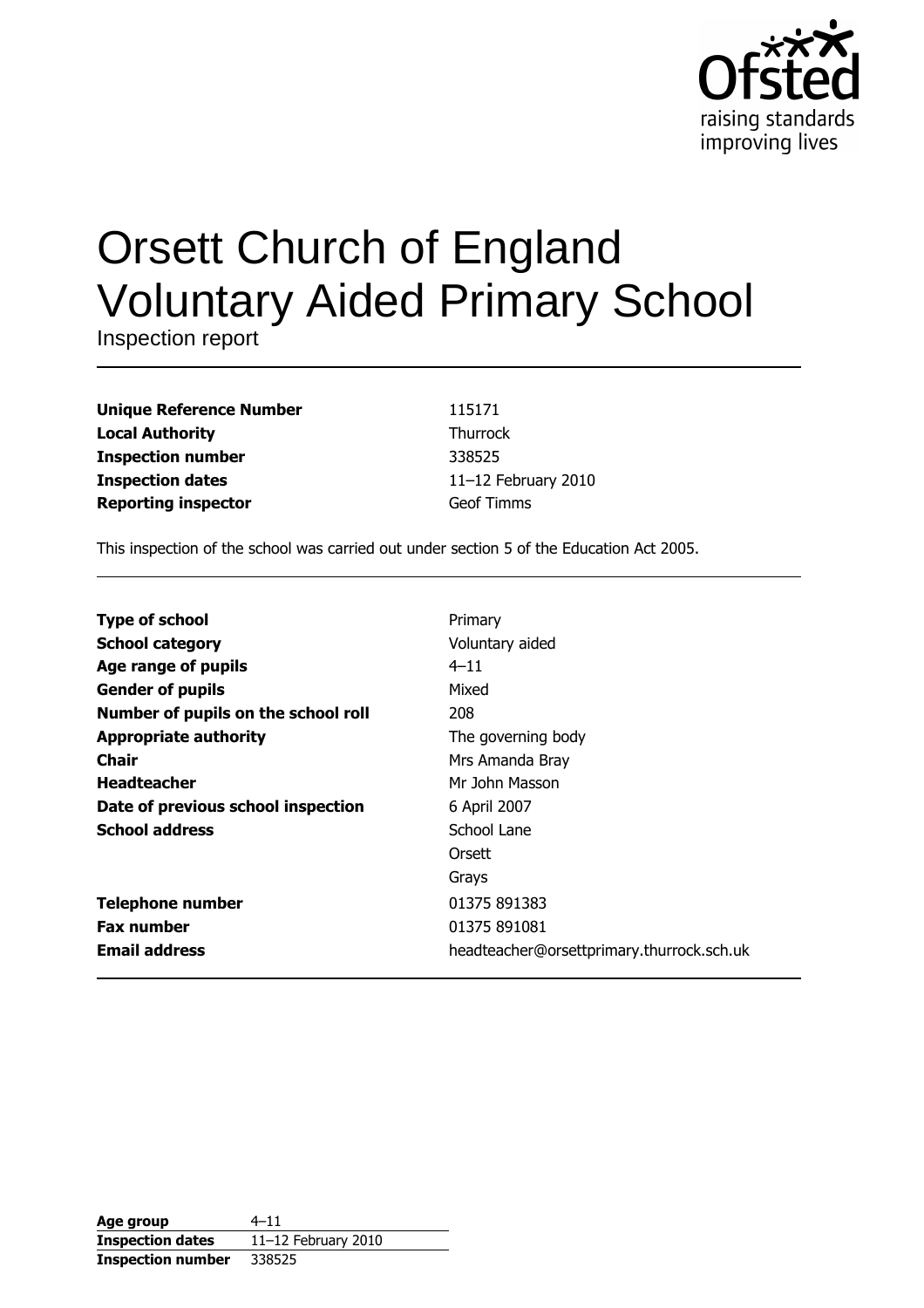# Orsett Church of England Voluntary Aided Primary School

Inspection report

| | |
|---|---|
| **Unique Reference Number** | 115171 |
| **Local Authority** | Thurrock |
| **Inspection number** | 338525 |
| **Inspection dates** | 11–12 February 2010 |
| **Reporting inspector** | Geof Timms |

This inspection of the school was carried out under section 5 of the Education Act 2005.

| | |
|---|---|
| **Type of school** | Primary |
| **School category** | Voluntary aided |
| **Age range of pupils** | 4–11 |
| **Gender of pupils** | Mixed |
| **Number of pupils on the school roll** | 208 |
| **Appropriate authority** | The governing body |
| **Chair** | Mrs Amanda Bray |
| **Headteacher** | Mr John Masson |
| **Date of previous school inspection** | 6 April 2007 |
| **School address** | School Lane<br>Orsett<br>Grays |
| **Telephone number** | 01375 891383 |
| **Fax number** | 01375 891081 |
| **Email address** | headteacher@orsettprimary.thurrock.sch.uk |

| | |
|---|---|
| **Age group** | 4–11 |
| **Inspection dates** | 11–12 February 2010 |
| **Inspection number** | 338525 |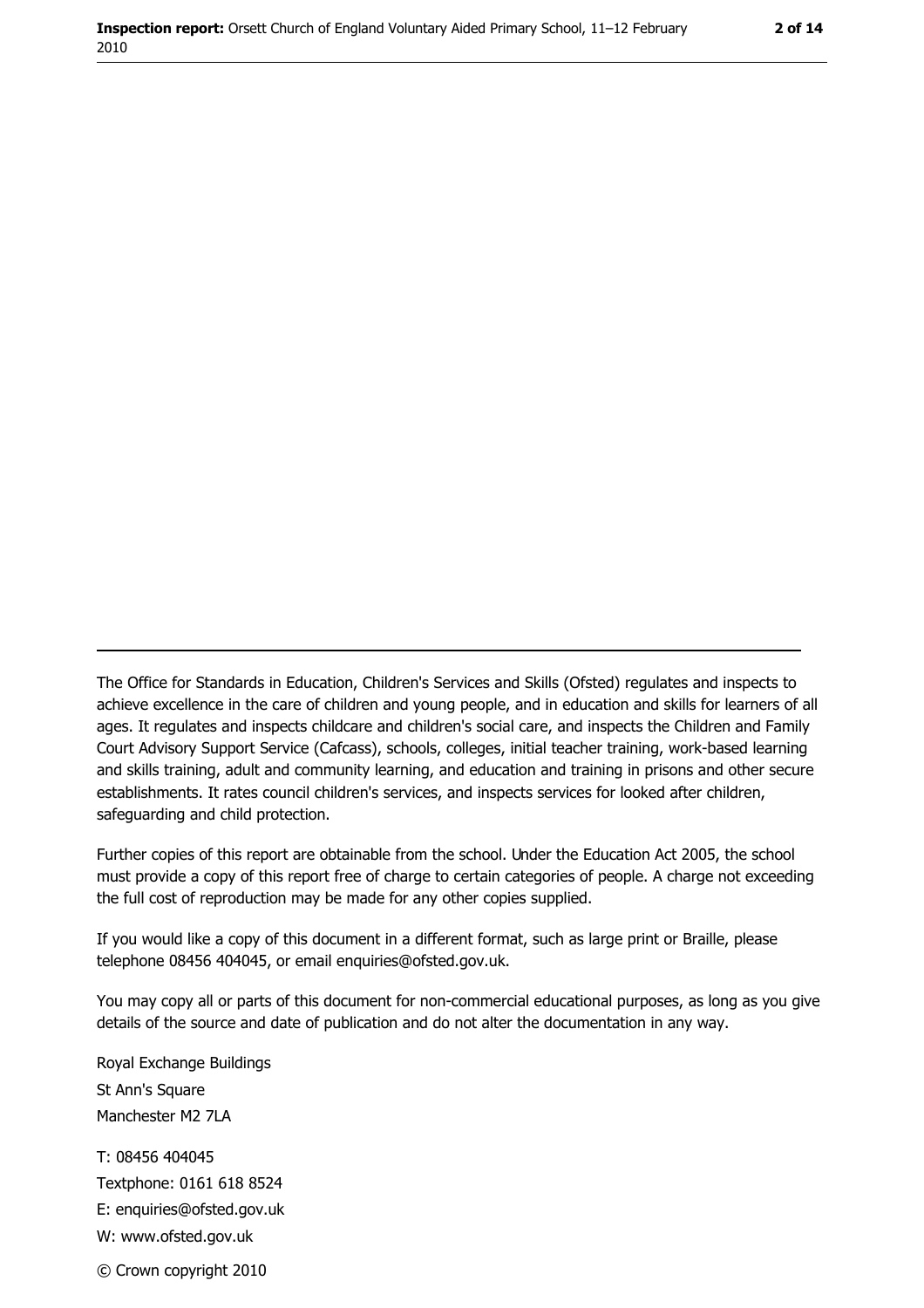The Office for Standards in Education, Children's Services and Skills (Ofsted) regulates and inspects to achieve excellence in the care of children and young people, and in education and skills for learners of all ages. It regulates and inspects childcare and children's social care, and inspects the Children and Family Court Advisory Support Service (Cafcass), schools, colleges, initial teacher training, work-based learning and skills training, adult and community learning, and education and training in prisons and other secure establishments. It rates council children's services, and inspects services for looked after children, safeguarding and child protection.

Further copies of this report are obtainable from the school. Under the Education Act 2005, the school must provide a copy of this report free of charge to certain categories of people. A charge not exceeding the full cost of reproduction may be made for any other copies supplied.

If you would like a copy of this document in a different format, such as large print or Braille, please telephone 08456 404045, or email enquiries@ofsted.gov.uk.

You may copy all or parts of this document for non-commercial educational purposes, as long as you give details of the source and date of publication and do not alter the documentation in any way.

Royal Exchange Buildings
St Ann's Square
Manchester M2 7LA

T: 08456 404045
Textphone: 0161 618 8524
E: enquiries@ofsted.gov.uk
W: www.ofsted.gov.uk

© Crown copyright 2010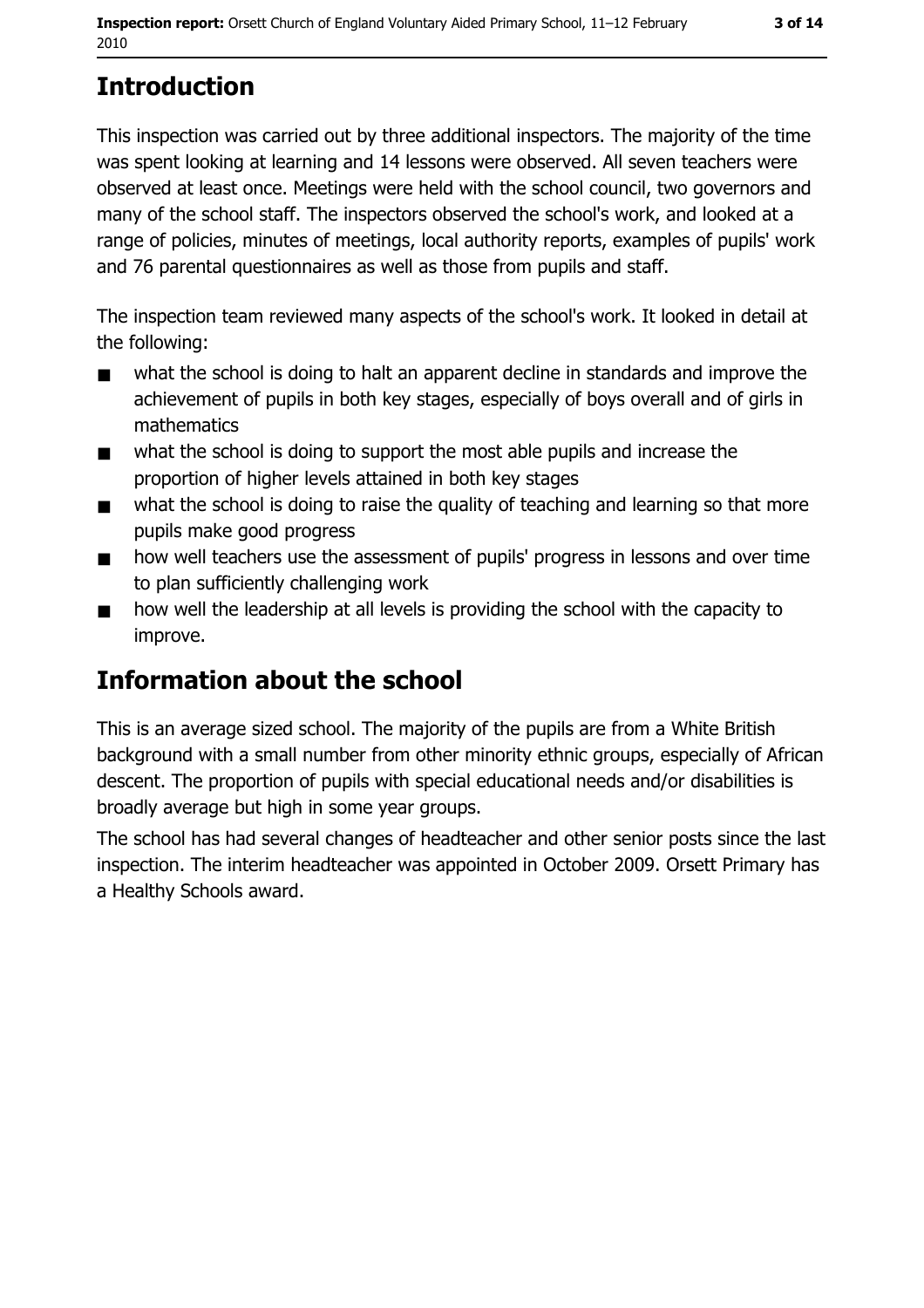## Introduction

This inspection was carried out by three additional inspectors. The majority of the time was spent looking at learning and 14 lessons were observed. All seven teachers were observed at least once. Meetings were held with the school council, two governors and many of the school staff. The inspectors observed the school's work, and looked at a range of policies, minutes of meetings, local authority reports, examples of pupils' work and 76 parental questionnaires as well as those from pupils and staff.

The inspection team reviewed many aspects of the school's work. It looked in detail at the following:

- what the school is doing to halt an apparent decline in standards and improve the achievement of pupils in both key stages, especially of boys overall and of girls in mathematics
- what the school is doing to support the most able pupils and increase the proportion of higher levels attained in both key stages
- what the school is doing to raise the quality of teaching and learning so that more pupils make good progress
- how well teachers use the assessment of pupils' progress in lessons and over time to plan sufficiently challenging work
- how well the leadership at all levels is providing the school with the capacity to improve.

## Information about the school

This is an average sized school. The majority of the pupils are from a White British background with a small number from other minority ethnic groups, especially of African descent. The proportion of pupils with special educational needs and/or disabilities is broadly average but high in some year groups.

The school has had several changes of headteacher and other senior posts since the last inspection. The interim headteacher was appointed in October 2009. Orsett Primary has a Healthy Schools award.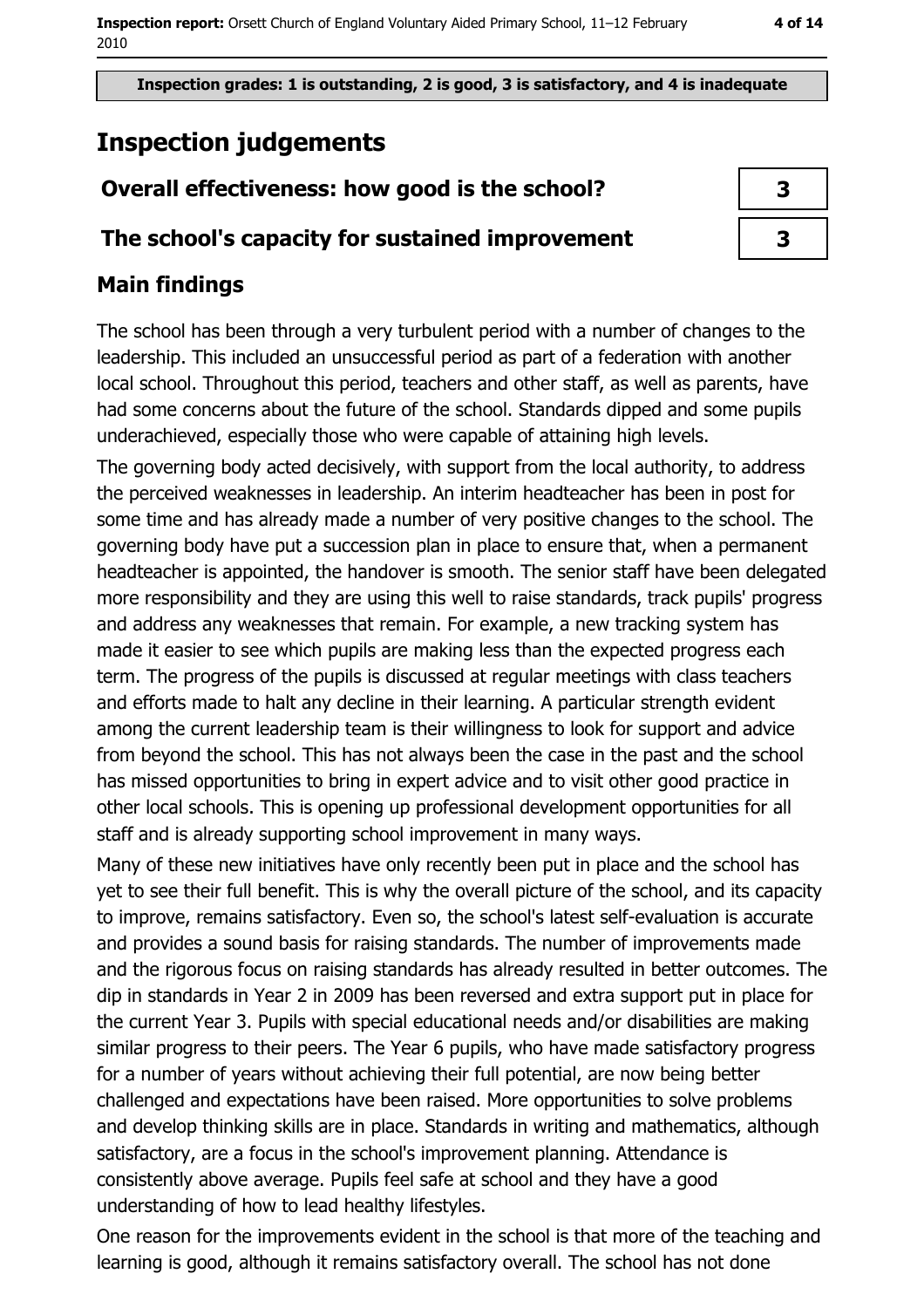Inspection grades: 1 is outstanding, 2 is good, 3 is satisfactory, and 4 is inadequate

# Inspection judgements

| Overall effectiveness: how good is the school? | 3 |
|---|---|
| The school's capacity for sustained improvement | 3 |

## Main findings

The school has been through a very turbulent period with a number of changes to the leadership. This included an unsuccessful period as part of a federation with another local school. Throughout this period, teachers and other staff, as well as parents, have had some concerns about the future of the school. Standards dipped and some pupils underachieved, especially those who were capable of attaining high levels.

The governing body acted decisively, with support from the local authority, to address the perceived weaknesses in leadership. An interim headteacher has been in post for some time and has already made a number of very positive changes to the school. The governing body have put a succession plan in place to ensure that, when a permanent headteacher is appointed, the handover is smooth. The senior staff have been delegated more responsibility and they are using this well to raise standards, track pupils' progress and address any weaknesses that remain. For example, a new tracking system has made it easier to see which pupils are making less than the expected progress each term. The progress of the pupils is discussed at regular meetings with class teachers and efforts made to halt any decline in their learning. A particular strength evident among the current leadership team is their willingness to look for support and advice from beyond the school. This has not always been the case in the past and the school has missed opportunities to bring in expert advice and to visit other good practice in other local schools. This is opening up professional development opportunities for all staff and is already supporting school improvement in many ways.

Many of these new initiatives have only recently been put in place and the school has yet to see their full benefit. This is why the overall picture of the school, and its capacity to improve, remains satisfactory. Even so, the school's latest self-evaluation is accurate and provides a sound basis for raising standards. The number of improvements made and the rigorous focus on raising standards has already resulted in better outcomes. The dip in standards in Year 2 in 2009 has been reversed and extra support put in place for the current Year 3. Pupils with special educational needs and/or disabilities are making similar progress to their peers. The Year 6 pupils, who have made satisfactory progress for a number of years without achieving their full potential, are now being better challenged and expectations have been raised. More opportunities to solve problems and develop thinking skills are in place. Standards in writing and mathematics, although satisfactory, are a focus in the school's improvement planning. Attendance is consistently above average. Pupils feel safe at school and they have a good understanding of how to lead healthy lifestyles.

One reason for the improvements evident in the school is that more of the teaching and learning is good, although it remains satisfactory overall. The school has not done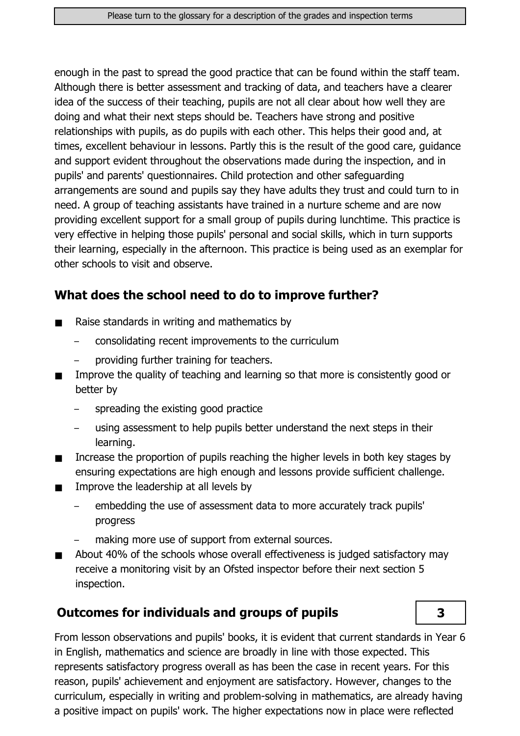enough in the past to spread the good practice that can be found within the staff team. Although there is better assessment and tracking of data, and teachers have a clearer idea of the success of their teaching, pupils are not all clear about how well they are doing and what their next steps should be. Teachers have strong and positive relationships with pupils, as do pupils with each other. This helps their good and, at times, excellent behaviour in lessons. Partly this is the result of the good care, guidance and support evident throughout the observations made during the inspection, and in pupils' and parents' questionnaires. Child protection and other safeguarding arrangements are sound and pupils say they have adults they trust and could turn to in need. A group of teaching assistants have trained in a nurture scheme and are now providing excellent support for a small group of pupils during lunchtime. This practice is very effective in helping those pupils' personal and social skills, which in turn supports their learning, especially in the afternoon. This practice is being used as an exemplar for other schools to visit and observe.

## What does the school need to do to improve further?

- Raise standards in writing and mathematics by
  - consolidating recent improvements to the curriculum
  - providing further training for teachers.
- Improve the quality of teaching and learning so that more is consistently good or better by
  - spreading the existing good practice
  - using assessment to help pupils better understand the next steps in their learning.
- Increase the proportion of pupils reaching the higher levels in both key stages by ensuring expectations are high enough and lessons provide sufficient challenge.
- Improve the leadership at all levels by
  - embedding the use of assessment data to more accurately track pupils' progress
  - making more use of support from external sources.
- About 40% of the schools whose overall effectiveness is judged satisfactory may receive a monitoring visit by an Ofsted inspector before their next section 5 inspection.

## Outcomes for individuals and groups of pupils — 3

From lesson observations and pupils' books, it is evident that current standards in Year 6 in English, mathematics and science are broadly in line with those expected. This represents satisfactory progress overall as has been the case in recent years. For this reason, pupils' achievement and enjoyment are satisfactory. However, changes to the curriculum, especially in writing and problem-solving in mathematics, are already having a positive impact on pupils' work. The higher expectations now in place were reflected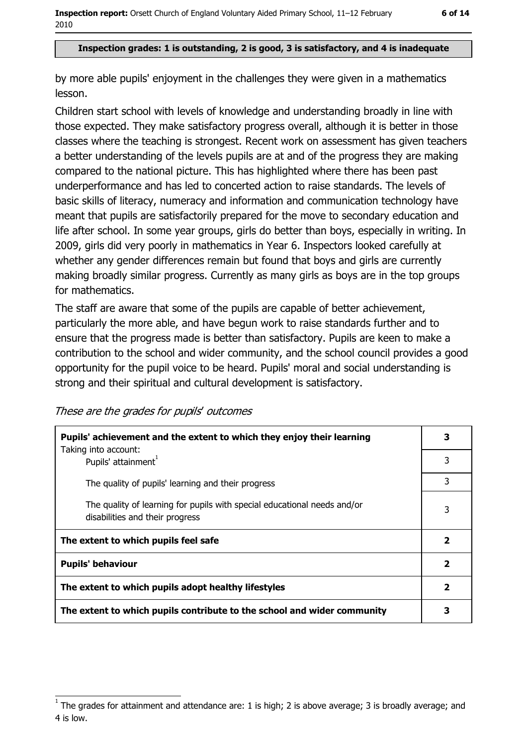**Inspection grades: 1 is outstanding, 2 is good, 3 is satisfactory, and 4 is inadequate**

by more able pupils' enjoyment in the challenges they were given in a mathematics lesson.

Children start school with levels of knowledge and understanding broadly in line with those expected. They make satisfactory progress overall, although it is better in those classes where the teaching is strongest. Recent work on assessment has given teachers a better understanding of the levels pupils are at and of the progress they are making compared to the national picture. This has highlighted where there has been past underperformance and has led to concerted action to raise standards. The levels of basic skills of literacy, numeracy and information and communication technology have meant that pupils are satisfactorily prepared for the move to secondary education and life after school. In some year groups, girls do better than boys, especially in writing. In 2009, girls did very poorly in mathematics in Year 6. Inspectors looked carefully at whether any gender differences remain but found that boys and girls are currently making broadly similar progress. Currently as many girls as boys are in the top groups for mathematics.

The staff are aware that some of the pupils are capable of better achievement, particularly the more able, and have begun work to raise standards further and to ensure that the progress made is better than satisfactory. Pupils are keen to make a contribution to the school and wider community, and the school council provides a good opportunity for the pupil voice to be heard. Pupils' moral and social understanding is strong and their spiritual and cultural development is satisfactory.

*These are the grades for pupils' outcomes*

| | |
|---|---|
| **Pupils' achievement and the extent to which they enjoy their learning** | **3** |
| Taking into account: Pupils' attainment[1] | 3 |
| The quality of pupils' learning and their progress | 3 |
| The quality of learning for pupils with special educational needs and/or disabilities and their progress | 3 |
| **The extent to which pupils feel safe** | **2** |
| **Pupils' behaviour** | **2** |
| **The extent to which pupils adopt healthy lifestyles** | **2** |
| **The extent to which pupils contribute to the school and wider community** | **3** |

[1] The grades for attainment and attendance are: 1 is high; 2 is above average; 3 is broadly average; and 4 is low.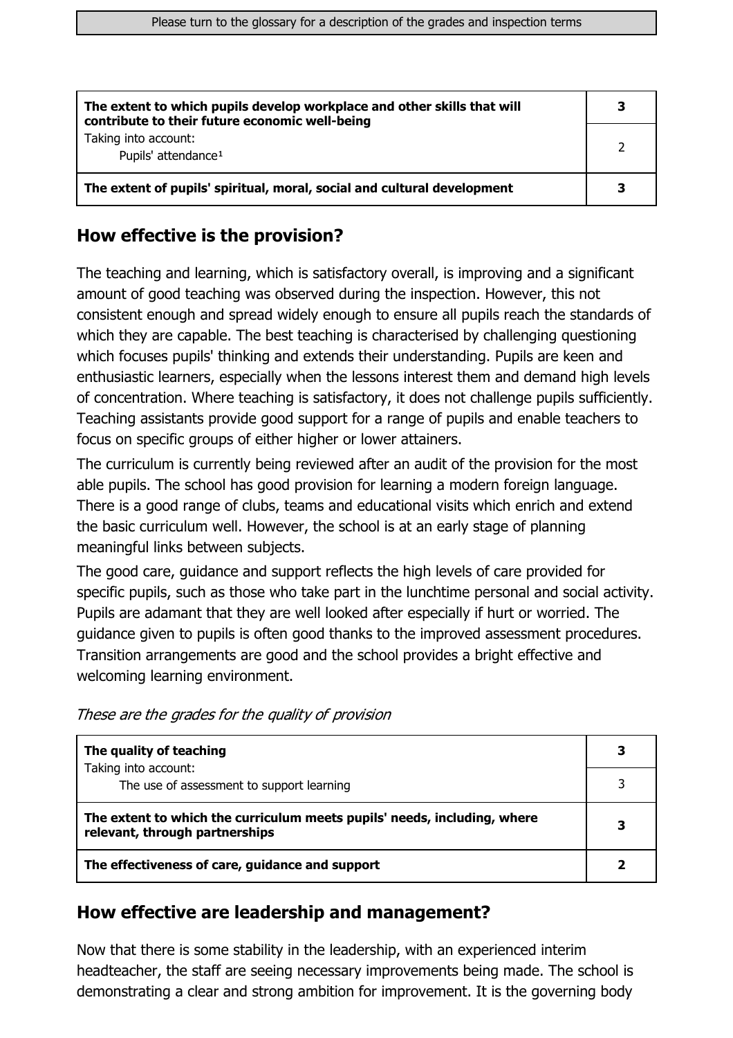| | |
|---|---|
| **The extent to which pupils develop workplace and other skills that will contribute to their future economic well-being** | **3** |
| Taking into account: Pupils' attendance[1] | 2 |
| **The extent of pupils' spiritual, moral, social and cultural development** | **3** |

## How effective is the provision?

The teaching and learning, which is satisfactory overall, is improving and a significant amount of good teaching was observed during the inspection. However, this not consistent enough and spread widely enough to ensure all pupils reach the standards of which they are capable. The best teaching is characterised by challenging questioning which focuses pupils' thinking and extends their understanding. Pupils are keen and enthusiastic learners, especially when the lessons interest them and demand high levels of concentration. Where teaching is satisfactory, it does not challenge pupils sufficiently. Teaching assistants provide good support for a range of pupils and enable teachers to focus on specific groups of either higher or lower attainers.

The curriculum is currently being reviewed after an audit of the provision for the most able pupils. The school has good provision for learning a modern foreign language. There is a good range of clubs, teams and educational visits which enrich and extend the basic curriculum well. However, the school is at an early stage of planning meaningful links between subjects.

The good care, guidance and support reflects the high levels of care provided for specific pupils, such as those who take part in the lunchtime personal and social activity. Pupils are adamant that they are well looked after especially if hurt or worried. The guidance given to pupils is often good thanks to the improved assessment procedures. Transition arrangements are good and the school provides a bright effective and welcoming learning environment.

*These are the grades for the quality of provision*

| | |
|---|---|
| **The quality of teaching** | **3** |
| Taking into account: The use of assessment to support learning | 3 |
| **The extent to which the curriculum meets pupils' needs, including, where relevant, through partnerships** | **3** |
| **The effectiveness of care, guidance and support** | **2** |

## How effective are leadership and management?

Now that there is some stability in the leadership, with an experienced interim headteacher, the staff are seeing necessary improvements being made. The school is demonstrating a clear and strong ambition for improvement. It is the governing body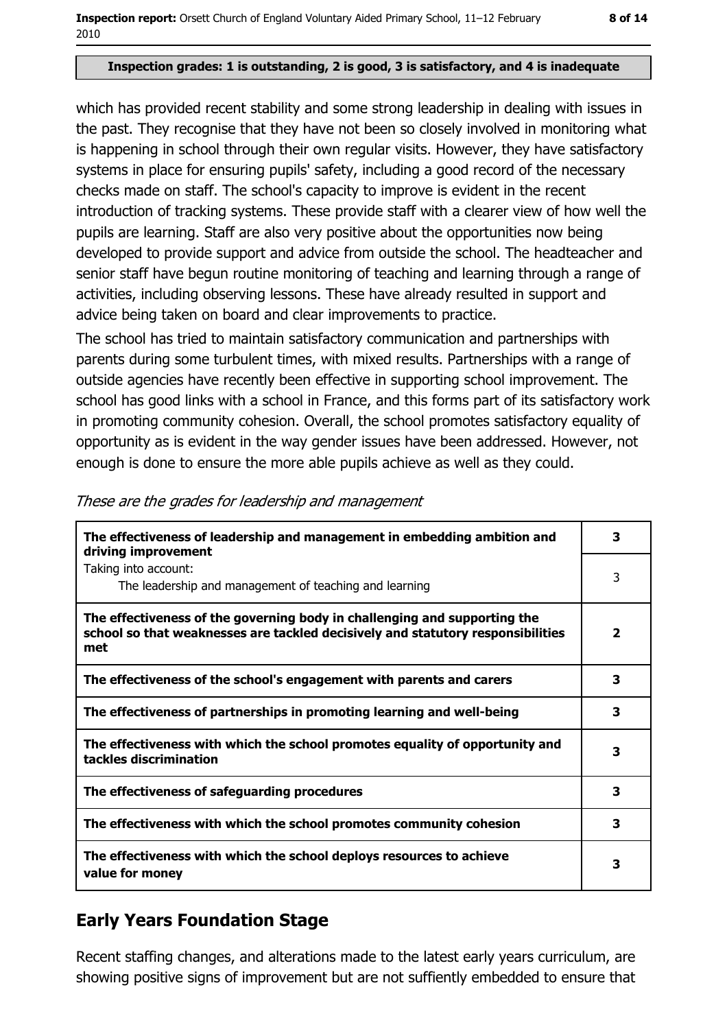**Inspection grades: 1 is outstanding, 2 is good, 3 is satisfactory, and 4 is inadequate**

which has provided recent stability and some strong leadership in dealing with issues in the past. They recognise that they have not been so closely involved in monitoring what is happening in school through their own regular visits. However, they have satisfactory systems in place for ensuring pupils' safety, including a good record of the necessary checks made on staff. The school's capacity to improve is evident in the recent introduction of tracking systems. These provide staff with a clearer view of how well the pupils are learning. Staff are also very positive about the opportunities now being developed to provide support and advice from outside the school. The headteacher and senior staff have begun routine monitoring of teaching and learning through a range of activities, including observing lessons. These have already resulted in support and advice being taken on board and clear improvements to practice.

The school has tried to maintain satisfactory communication and partnerships with parents during some turbulent times, with mixed results. Partnerships with a range of outside agencies have recently been effective in supporting school improvement. The school has good links with a school in France, and this forms part of its satisfactory work in promoting community cohesion. Overall, the school promotes satisfactory equality of opportunity as is evident in the way gender issues have been addressed. However, not enough is done to ensure the more able pupils achieve as well as they could.

*These are the grades for leadership and management*

| | |
|---|---|
| **The effectiveness of leadership and management in embedding ambition and driving improvement** | **3** |
| Taking into account: The leadership and management of teaching and learning | 3 |
| **The effectiveness of the governing body in challenging and supporting the school so that weaknesses are tackled decisively and statutory responsibilities met** | **2** |
| **The effectiveness of the school's engagement with parents and carers** | **3** |
| **The effectiveness of partnerships in promoting learning and well-being** | **3** |
| **The effectiveness with which the school promotes equality of opportunity and tackles discrimination** | **3** |
| **The effectiveness of safeguarding procedures** | **3** |
| **The effectiveness with which the school promotes community cohesion** | **3** |
| **The effectiveness with which the school deploys resources to achieve value for money** | **3** |

## Early Years Foundation Stage

Recent staffing changes, and alterations made to the latest early years curriculum, are showing positive signs of improvement but are not suffiently embedded to ensure that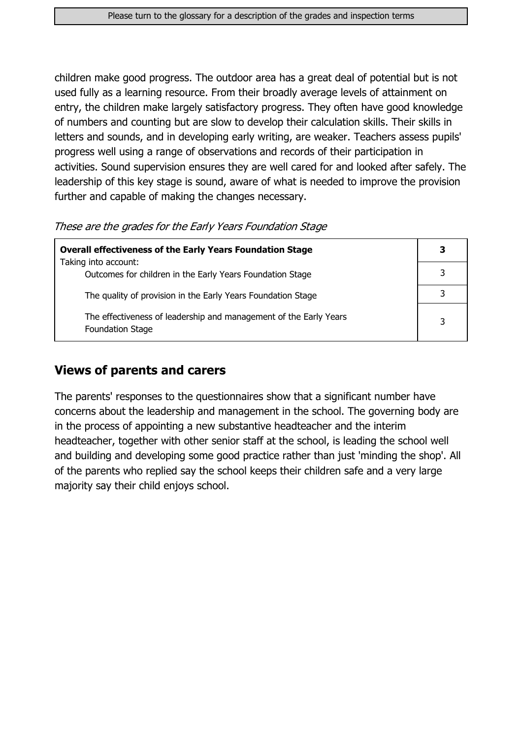children make good progress. The outdoor area has a great deal of potential but is not used fully as a learning resource. From their broadly average levels of attainment on entry, the children make largely satisfactory progress. They often have good knowledge of numbers and counting but are slow to develop their calculation skills. Their skills in letters and sounds, and in developing early writing, are weaker. Teachers assess pupils' progress well using a range of observations and records of their participation in activities. Sound supervision ensures they are well cared for and looked after safely. The leadership of this key stage is sound, aware of what is needed to improve the provision further and capable of making the changes necessary.

*These are the grades for the Early Years Foundation Stage*

| **Overall effectiveness of the Early Years Foundation Stage** | **3** |
|---|---|
| Taking into account: Outcomes for children in the Early Years Foundation Stage | 3 |
| The quality of provision in the Early Years Foundation Stage | 3 |
| The effectiveness of leadership and management of the Early Years Foundation Stage | 3 |

## Views of parents and carers

The parents' responses to the questionnaires show that a significant number have concerns about the leadership and management in the school. The governing body are in the process of appointing a new substantive headteacher and the interim headteacher, together with other senior staff at the school, is leading the school well and building and developing some good practice rather than just 'minding the shop'. All of the parents who replied say the school keeps their children safe and a very large majority say their child enjoys school.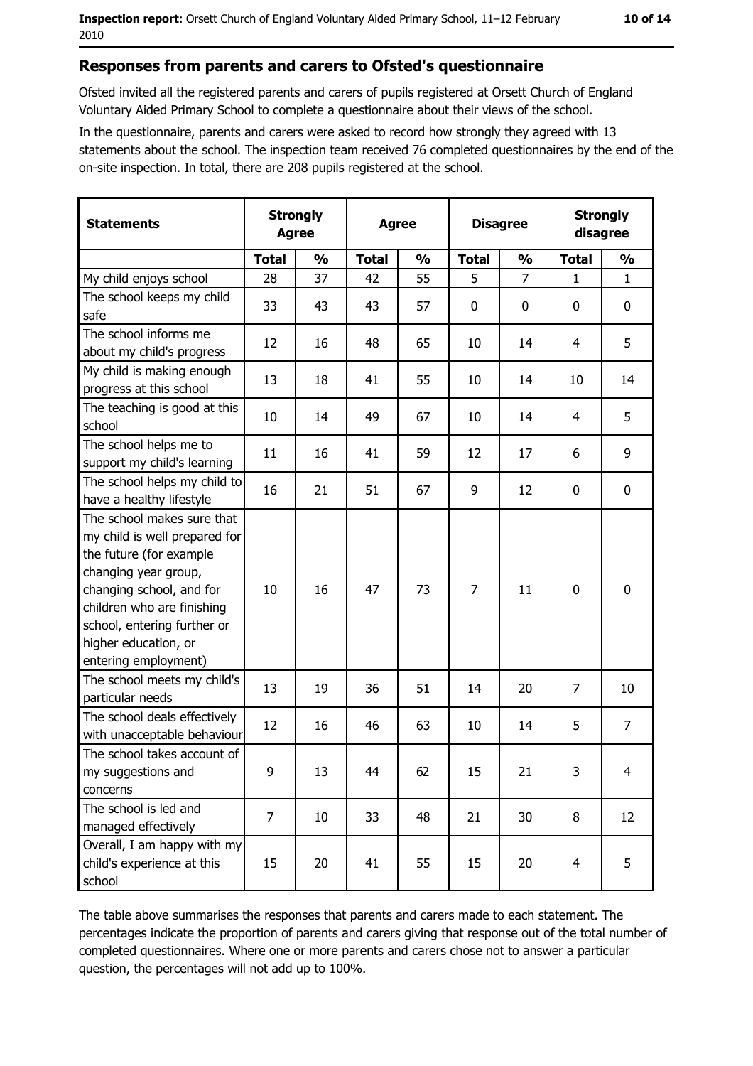## Responses from parents and carers to Ofsted's questionnaire

Ofsted invited all the registered parents and carers of pupils registered at Orsett Church of England Voluntary Aided Primary School to complete a questionnaire about their views of the school.

In the questionnaire, parents and carers were asked to record how strongly they agreed with 13 statements about the school. The inspection team received 76 completed questionnaires by the end of the on-site inspection. In total, there are 208 pupils registered at the school.

| Statements | Strongly Agree | | Agree | | Disagree | | Strongly disagree | |
|---|---|---|---|---|---|---|---|---|
| | Total | % | Total | % | Total | % | Total | % |
| My child enjoys school | 28 | 37 | 42 | 55 | 5 | 7 | 1 | 1 |
| The school keeps my child safe | 33 | 43 | 43 | 57 | 0 | 0 | 0 | 0 |
| The school informs me about my child's progress | 12 | 16 | 48 | 65 | 10 | 14 | 4 | 5 |
| My child is making enough progress at this school | 13 | 18 | 41 | 55 | 10 | 14 | 10 | 14 |
| The teaching is good at this school | 10 | 14 | 49 | 67 | 10 | 14 | 4 | 5 |
| The school helps me to support my child's learning | 11 | 16 | 41 | 59 | 12 | 17 | 6 | 9 |
| The school helps my child to have a healthy lifestyle | 16 | 21 | 51 | 67 | 9 | 12 | 0 | 0 |
| The school makes sure that my child is well prepared for the future (for example changing year group, changing school, and for children who are finishing school, entering further or higher education, or entering employment) | 10 | 16 | 47 | 73 | 7 | 11 | 0 | 0 |
| The school meets my child's particular needs | 13 | 19 | 36 | 51 | 14 | 20 | 7 | 10 |
| The school deals effectively with unacceptable behaviour | 12 | 16 | 46 | 63 | 10 | 14 | 5 | 7 |
| The school takes account of my suggestions and concerns | 9 | 13 | 44 | 62 | 15 | 21 | 3 | 4 |
| The school is led and managed effectively | 7 | 10 | 33 | 48 | 21 | 30 | 8 | 12 |
| Overall, I am happy with my child's experience at this school | 15 | 20 | 41 | 55 | 15 | 20 | 4 | 5 |

The table above summarises the responses that parents and carers made to each statement. The percentages indicate the proportion of parents and carers giving that response out of the total number of completed questionnaires. Where one or more parents and carers chose not to answer a particular question, the percentages will not add up to 100%.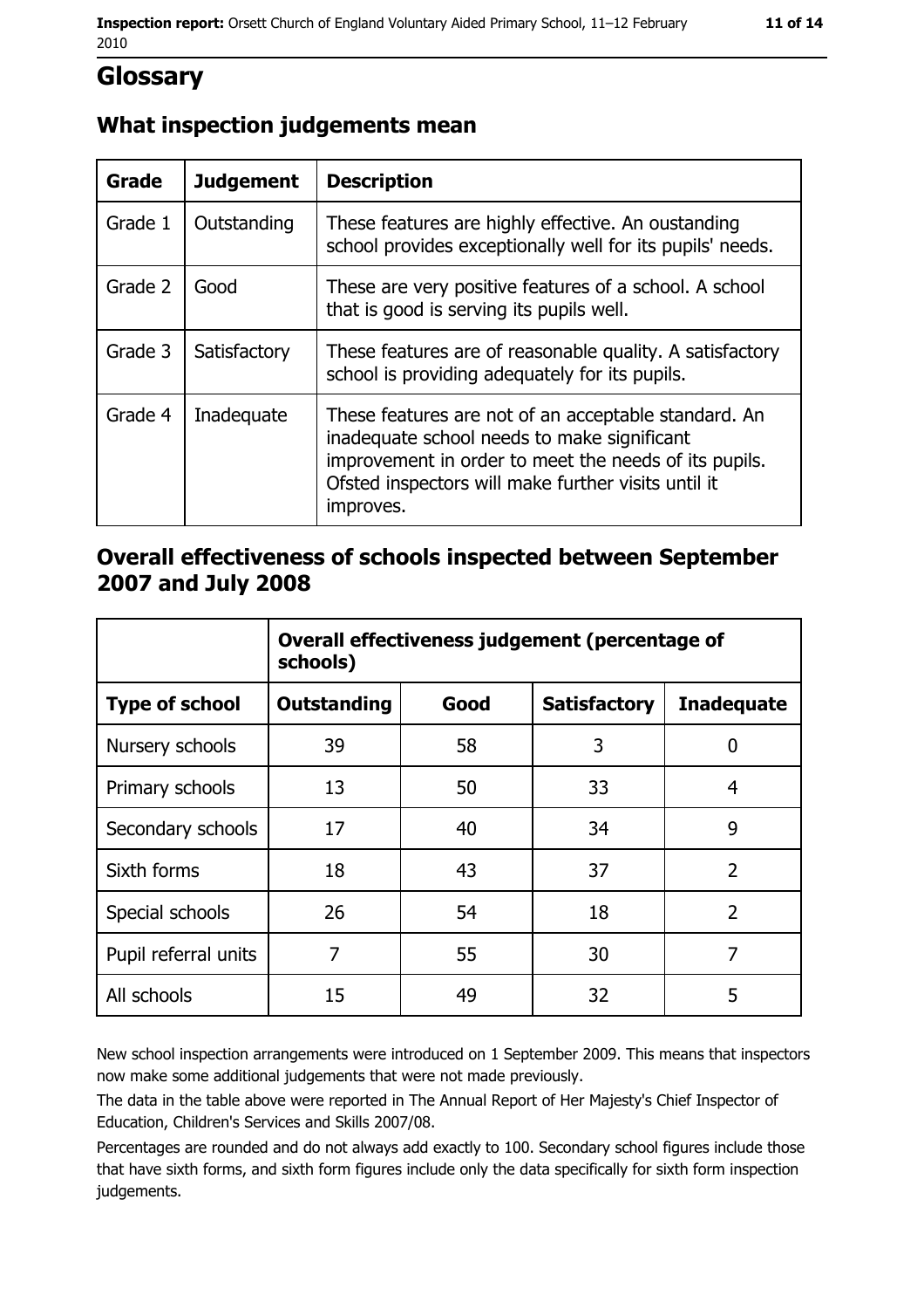# Glossary

## What inspection judgements mean

| Grade | Judgement | Description |
| --- | --- | --- |
| Grade 1 | Outstanding | These features are highly effective. An oustanding school provides exceptionally well for its pupils' needs. |
| Grade 2 | Good | These are very positive features of a school. A school that is good is serving its pupils well. |
| Grade 3 | Satisfactory | These features are of reasonable quality. A satisfactory school is providing adequately for its pupils. |
| Grade 4 | Inadequate | These features are not of an acceptable standard. An inadequate school needs to make significant improvement in order to meet the needs of its pupils. Ofsted inspectors will make further visits until it improves. |

## Overall effectiveness of schools inspected between September 2007 and July 2008

| | Overall effectiveness judgement (percentage of schools) | | | |
| --- | --- | --- | --- | --- |
| **Type of school** | **Outstanding** | **Good** | **Satisfactory** | **Inadequate** |
| Nursery schools | 39 | 58 | 3 | 0 |
| Primary schools | 13 | 50 | 33 | 4 |
| Secondary schools | 17 | 40 | 34 | 9 |
| Sixth forms | 18 | 43 | 37 | 2 |
| Special schools | 26 | 54 | 18 | 2 |
| Pupil referral units | 7 | 55 | 30 | 7 |
| All schools | 15 | 49 | 32 | 5 |

New school inspection arrangements were introduced on 1 September 2009. This means that inspectors now make some additional judgements that were not made previously.

The data in the table above were reported in The Annual Report of Her Majesty's Chief Inspector of Education, Children's Services and Skills 2007/08.

Percentages are rounded and do not always add exactly to 100. Secondary school figures include those that have sixth forms, and sixth form figures include only the data specifically for sixth form inspection judgements.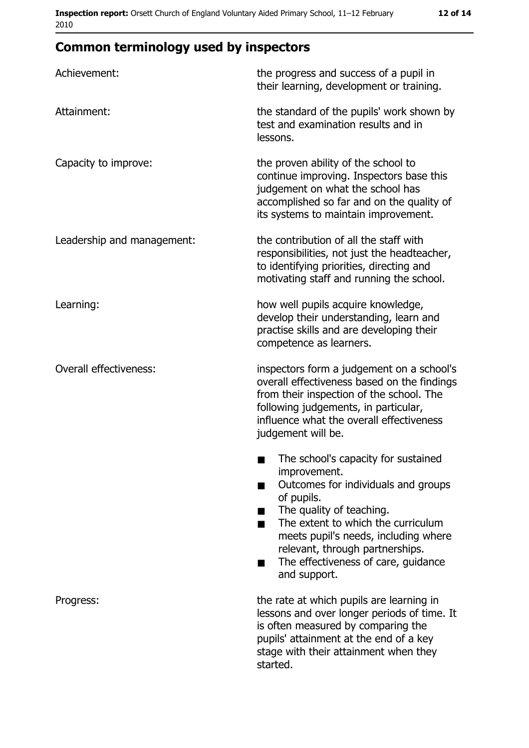## Common terminology used by inspectors

| | |
|---|---|
| Achievement: | the progress and success of a pupil in their learning, development or training. |
| Attainment: | the standard of the pupils' work shown by test and examination results and in lessons. |
| Capacity to improve: | the proven ability of the school to continue improving. Inspectors base this judgement on what the school has accomplished so far and on the quality of its systems to maintain improvement. |
| Leadership and management: | the contribution of all the staff with responsibilities, not just the headteacher, to identifying priorities, directing and motivating staff and running the school. |
| Learning: | how well pupils acquire knowledge, develop their understanding, learn and practise skills and are developing their competence as learners. |
| Overall effectiveness: | inspectors form a judgement on a school's overall effectiveness based on the findings from their inspection of the school. The following judgements, in particular, influence what the overall effectiveness judgement will be.<br>■ The school's capacity for sustained improvement.<br>■ Outcomes for individuals and groups of pupils.<br>■ The quality of teaching.<br>■ The extent to which the curriculum meets pupil's needs, including where relevant, through partnerships.<br>■ The effectiveness of care, guidance and support. |
| Progress: | the rate at which pupils are learning in lessons and over longer periods of time. It is often measured by comparing the pupils' attainment at the end of a key stage with their attainment when they started. |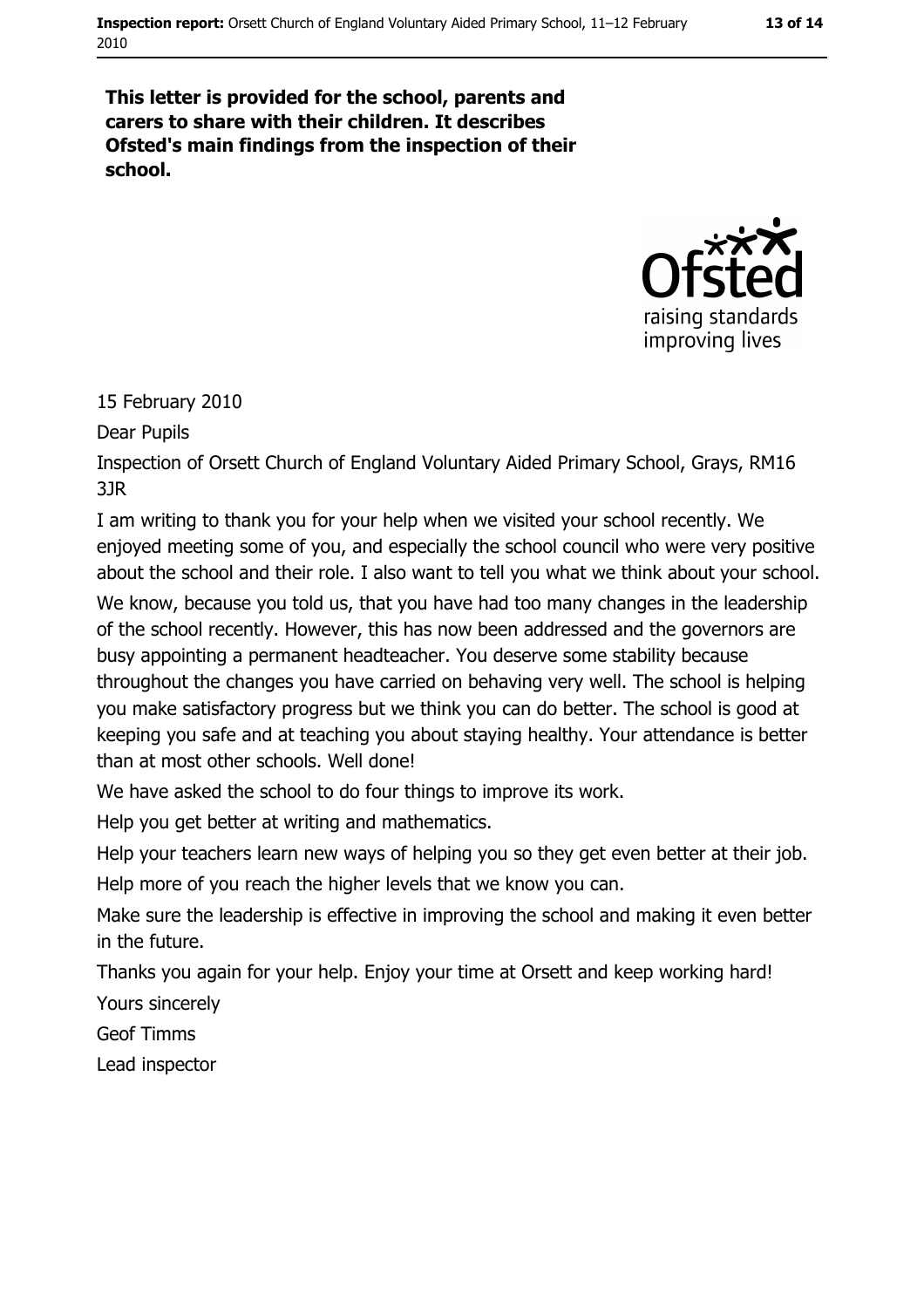**This letter is provided for the school, parents and carers to share with their children. It describes Ofsted's main findings from the inspection of their school.**

15 February 2010

Dear Pupils

Inspection of Orsett Church of England Voluntary Aided Primary School, Grays, RM16 3JR

I am writing to thank you for your help when we visited your school recently. We enjoyed meeting some of you, and especially the school council who were very positive about the school and their role. I also want to tell you what we think about your school.

We know, because you told us, that you have had too many changes in the leadership of the school recently. However, this has now been addressed and the governors are busy appointing a permanent headteacher. You deserve some stability because throughout the changes you have carried on behaving very well. The school is helping you make satisfactory progress but we think you can do better. The school is good at keeping you safe and at teaching you about staying healthy. Your attendance is better than at most other schools. Well done!

We have asked the school to do four things to improve its work.

Help you get better at writing and mathematics.

Help your teachers learn new ways of helping you so they get even better at their job.

Help more of you reach the higher levels that we know you can.

Make sure the leadership is effective in improving the school and making it even better in the future.

Thanks you again for your help. Enjoy your time at Orsett and keep working hard!

Yours sincerely

Geof Timms

Lead inspector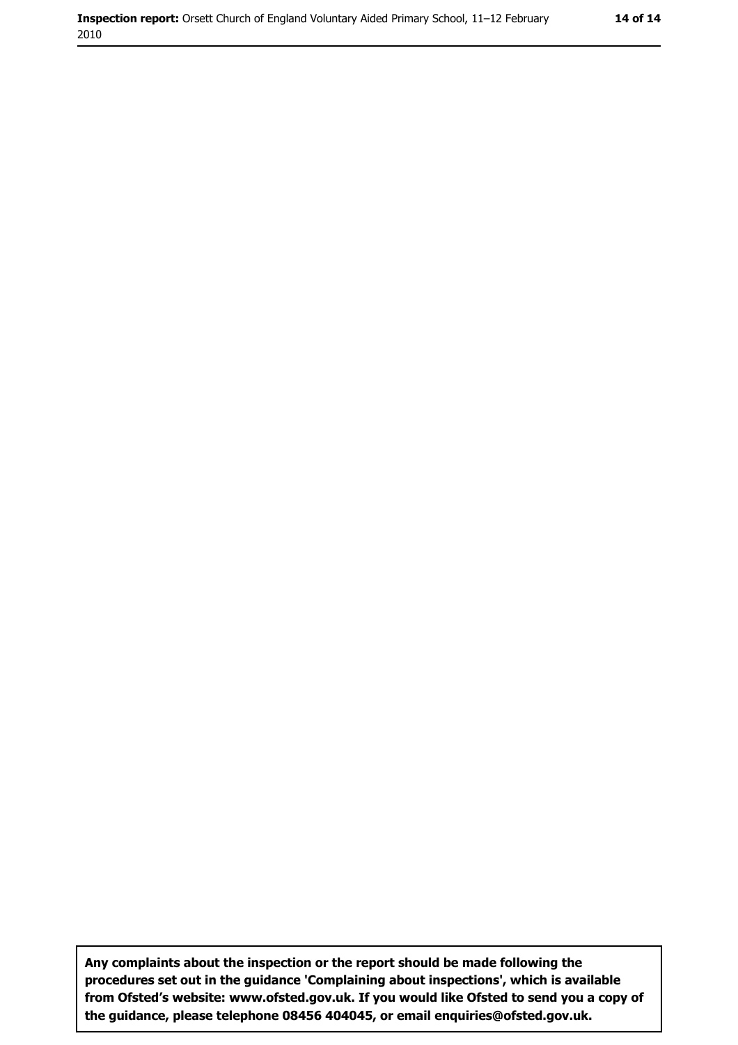**Any complaints about the inspection or the report should be made following the procedures set out in the guidance 'Complaining about inspections', which is available from Ofsted's website: www.ofsted.gov.uk. If you would like Ofsted to send you a copy of the guidance, please telephone 08456 404045, or email enquiries@ofsted.gov.uk.**